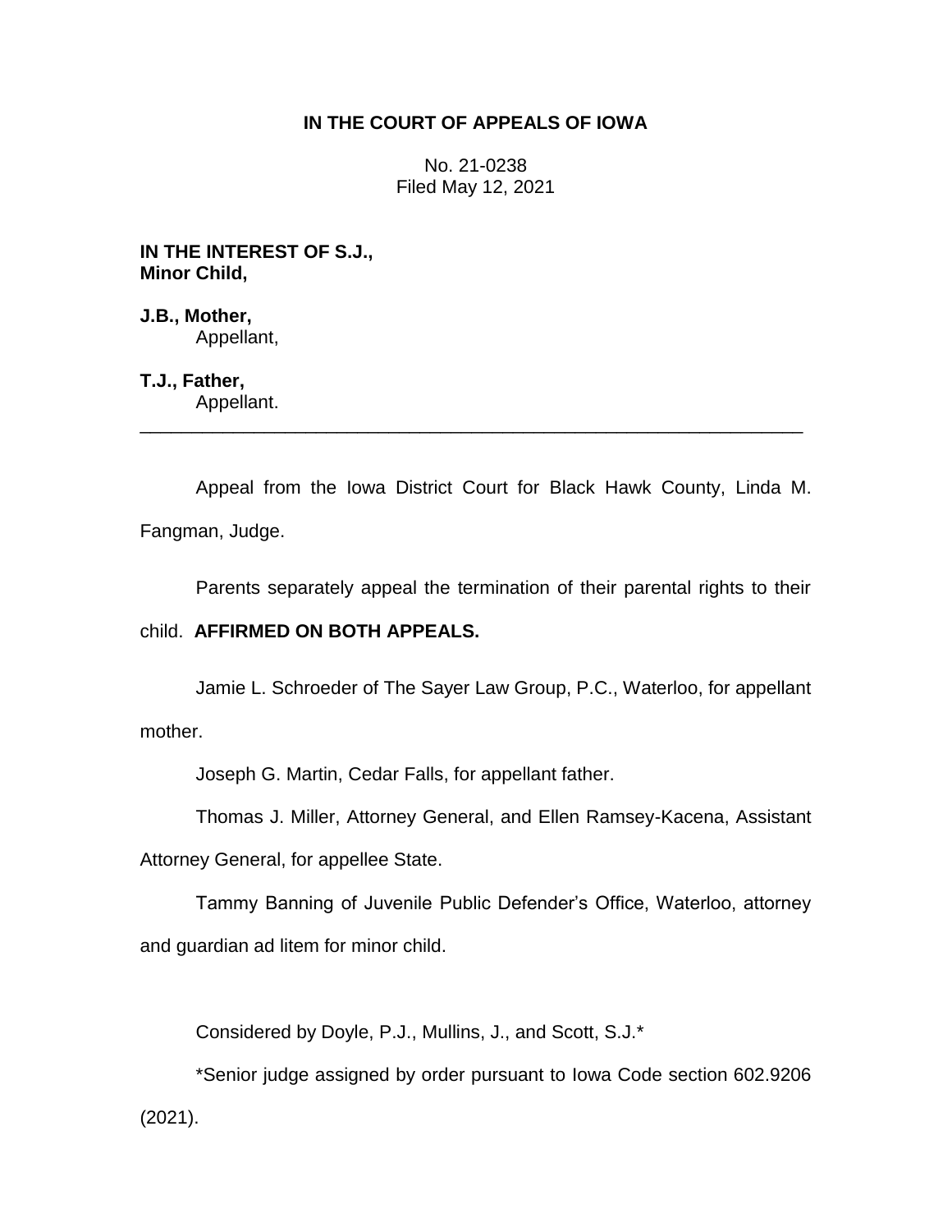**IN THE COURT OF APPEALS OF IOWA**

No. 21-0238
Filed May 12, 2021

**IN THE INTEREST OF S.J., Minor Child,**

**J.B., Mother,**
Appellant,

**T.J., Father,**
Appellant.

---

Appeal from the Iowa District Court for Black Hawk County, Linda M. Fangman, Judge.

Parents separately appeal the termination of their parental rights to their child. **AFFIRMED ON BOTH APPEALS.**

Jamie L. Schroeder of The Sayer Law Group, P.C., Waterloo, for appellant mother.

Joseph G. Martin, Cedar Falls, for appellant father.

Thomas J. Miller, Attorney General, and Ellen Ramsey-Kacena, Assistant Attorney General, for appellee State.

Tammy Banning of Juvenile Public Defender's Office, Waterloo, attorney and guardian ad litem for minor child.

Considered by Doyle, P.J., Mullins, J., and Scott, S.J.*

*Senior judge assigned by order pursuant to Iowa Code section 602.9206 (2021).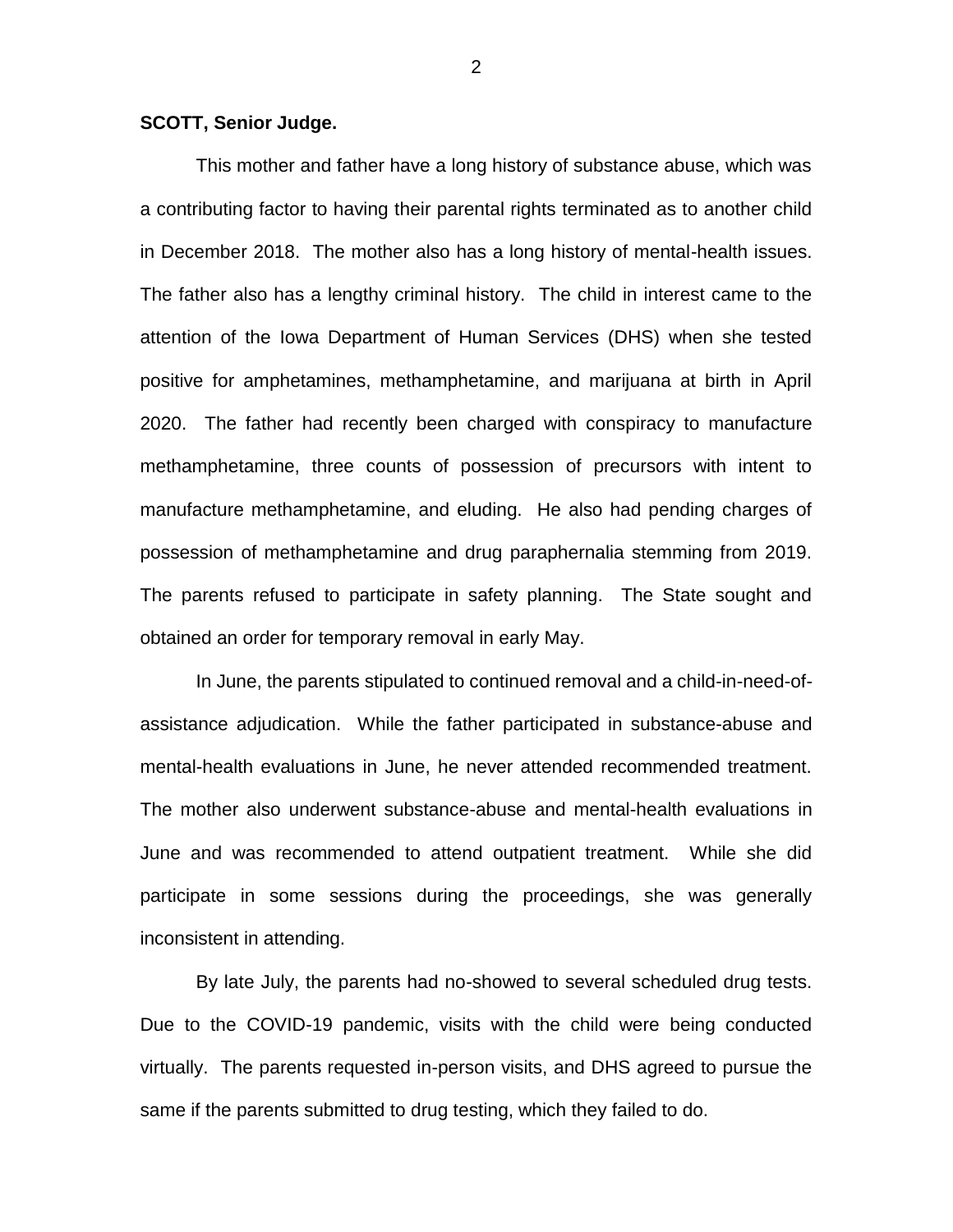**SCOTT, Senior Judge.**

This mother and father have a long history of substance abuse, which was a contributing factor to having their parental rights terminated as to another child in December 2018. The mother also has a long history of mental-health issues. The father also has a lengthy criminal history. The child in interest came to the attention of the Iowa Department of Human Services (DHS) when she tested positive for amphetamines, methamphetamine, and marijuana at birth in April 2020. The father had recently been charged with conspiracy to manufacture methamphetamine, three counts of possession of precursors with intent to manufacture methamphetamine, and eluding. He also had pending charges of possession of methamphetamine and drug paraphernalia stemming from 2019. The parents refused to participate in safety planning. The State sought and obtained an order for temporary removal in early May.

In June, the parents stipulated to continued removal and a child-in-need-of-assistance adjudication. While the father participated in substance-abuse and mental-health evaluations in June, he never attended recommended treatment. The mother also underwent substance-abuse and mental-health evaluations in June and was recommended to attend outpatient treatment. While she did participate in some sessions during the proceedings, she was generally inconsistent in attending.

By late July, the parents had no-showed to several scheduled drug tests. Due to the COVID-19 pandemic, visits with the child were being conducted virtually. The parents requested in-person visits, and DHS agreed to pursue the same if the parents submitted to drug testing, which they failed to do.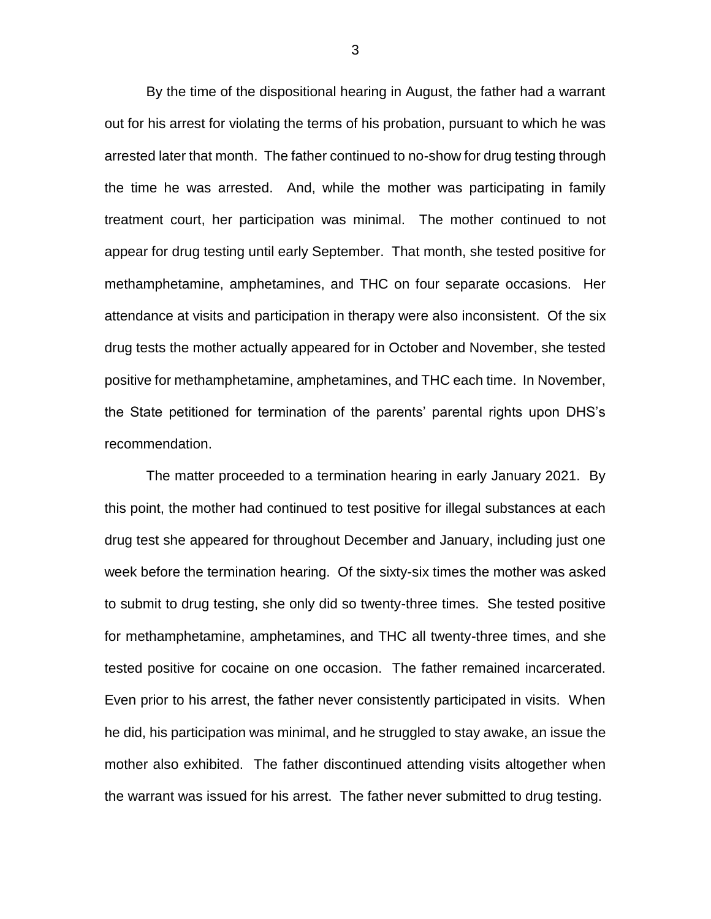By the time of the dispositional hearing in August, the father had a warrant out for his arrest for violating the terms of his probation, pursuant to which he was arrested later that month. The father continued to no-show for drug testing through the time he was arrested. And, while the mother was participating in family treatment court, her participation was minimal. The mother continued to not appear for drug testing until early September. That month, she tested positive for methamphetamine, amphetamines, and THC on four separate occasions. Her attendance at visits and participation in therapy were also inconsistent. Of the six drug tests the mother actually appeared for in October and November, she tested positive for methamphetamine, amphetamines, and THC each time. In November, the State petitioned for termination of the parents' parental rights upon DHS's recommendation.

The matter proceeded to a termination hearing in early January 2021. By this point, the mother had continued to test positive for illegal substances at each drug test she appeared for throughout December and January, including just one week before the termination hearing. Of the sixty-six times the mother was asked to submit to drug testing, she only did so twenty-three times. She tested positive for methamphetamine, amphetamines, and THC all twenty-three times, and she tested positive for cocaine on one occasion. The father remained incarcerated. Even prior to his arrest, the father never consistently participated in visits. When he did, his participation was minimal, and he struggled to stay awake, an issue the mother also exhibited. The father discontinued attending visits altogether when the warrant was issued for his arrest. The father never submitted to drug testing.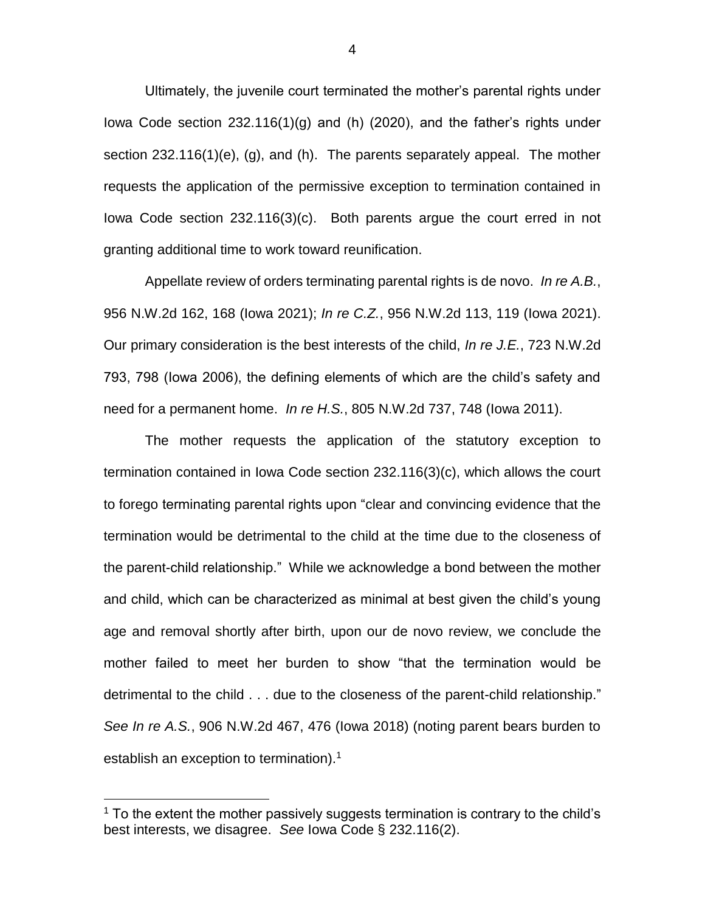Ultimately, the juvenile court terminated the mother's parental rights under Iowa Code section 232.116(1)(g) and (h) (2020), and the father's rights under section 232.116(1)(e), (g), and (h). The parents separately appeal. The mother requests the application of the permissive exception to termination contained in Iowa Code section 232.116(3)(c). Both parents argue the court erred in not granting additional time to work toward reunification.

Appellate review of orders terminating parental rights is de novo. *In re A.B.*, 956 N.W.2d 162, 168 (Iowa 2021); *In re C.Z.*, 956 N.W.2d 113, 119 (Iowa 2021). Our primary consideration is the best interests of the child, *In re J.E.*, 723 N.W.2d 793, 798 (Iowa 2006), the defining elements of which are the child's safety and need for a permanent home. *In re H.S.*, 805 N.W.2d 737, 748 (Iowa 2011).

The mother requests the application of the statutory exception to termination contained in Iowa Code section 232.116(3)(c), which allows the court to forego terminating parental rights upon "clear and convincing evidence that the termination would be detrimental to the child at the time due to the closeness of the parent-child relationship." While we acknowledge a bond between the mother and child, which can be characterized as minimal at best given the child's young age and removal shortly after birth, upon our de novo review, we conclude the mother failed to meet her burden to show "that the termination would be detrimental to the child . . . due to the closeness of the parent-child relationship." *See In re A.S.*, 906 N.W.2d 467, 476 (Iowa 2018) (noting parent bears burden to establish an exception to termination).[1]

---

[1] To the extent the mother passively suggests termination is contrary to the child's best interests, we disagree. *See* Iowa Code § 232.116(2).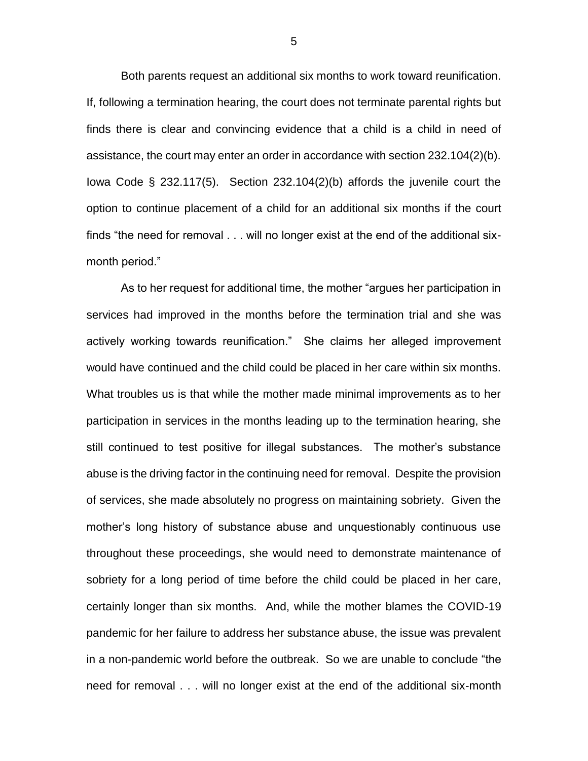Both parents request an additional six months to work toward reunification. If, following a termination hearing, the court does not terminate parental rights but finds there is clear and convincing evidence that a child is a child in need of assistance, the court may enter an order in accordance with section 232.104(2)(b). Iowa Code § 232.117(5). Section 232.104(2)(b) affords the juvenile court the option to continue placement of a child for an additional six months if the court finds "the need for removal . . . will no longer exist at the end of the additional six-month period."

As to her request for additional time, the mother "argues her participation in services had improved in the months before the termination trial and she was actively working towards reunification." She claims her alleged improvement would have continued and the child could be placed in her care within six months. What troubles us is that while the mother made minimal improvements as to her participation in services in the months leading up to the termination hearing, she still continued to test positive for illegal substances. The mother's substance abuse is the driving factor in the continuing need for removal. Despite the provision of services, she made absolutely no progress on maintaining sobriety. Given the mother's long history of substance abuse and unquestionably continuous use throughout these proceedings, she would need to demonstrate maintenance of sobriety for a long period of time before the child could be placed in her care, certainly longer than six months. And, while the mother blames the COVID-19 pandemic for her failure to address her substance abuse, the issue was prevalent in a non-pandemic world before the outbreak. So we are unable to conclude "the need for removal . . . will no longer exist at the end of the additional six-month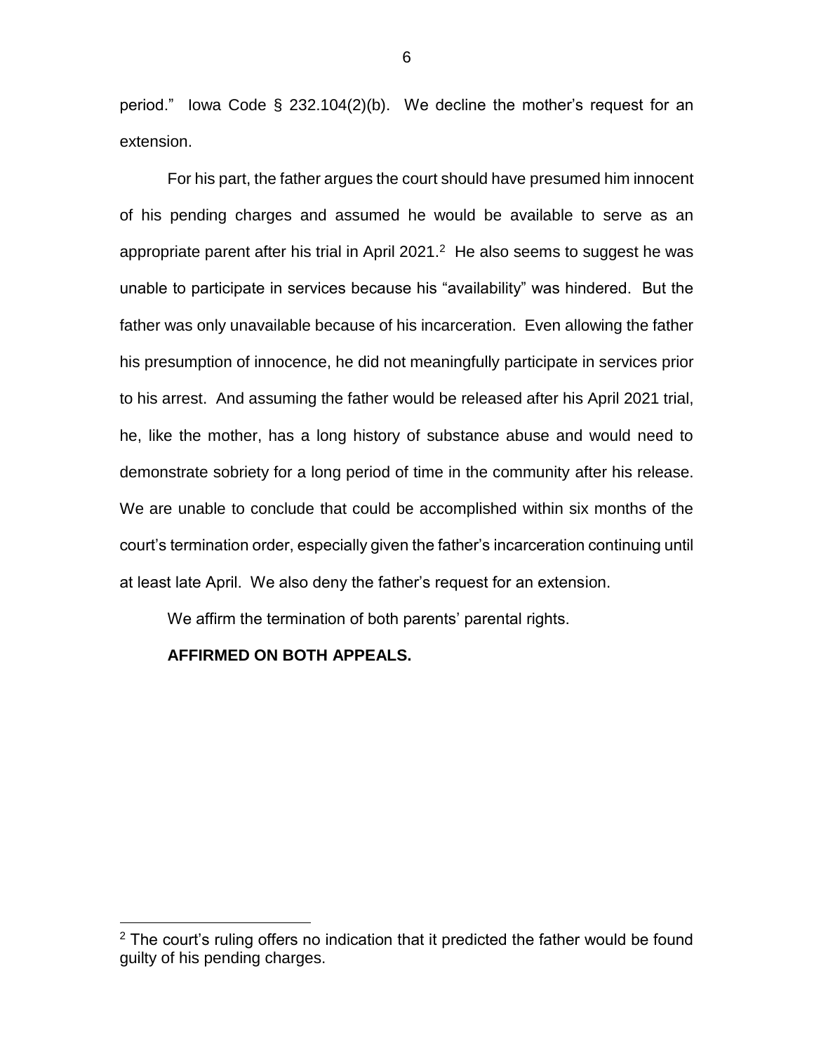period." Iowa Code § 232.104(2)(b). We decline the mother's request for an extension.

For his part, the father argues the court should have presumed him innocent of his pending charges and assumed he would be available to serve as an appropriate parent after his trial in April 2021.[2] He also seems to suggest he was unable to participate in services because his "availability" was hindered. But the father was only unavailable because of his incarceration. Even allowing the father his presumption of innocence, he did not meaningfully participate in services prior to his arrest. And assuming the father would be released after his April 2021 trial, he, like the mother, has a long history of substance abuse and would need to demonstrate sobriety for a long period of time in the community after his release. We are unable to conclude that could be accomplished within six months of the court's termination order, especially given the father's incarceration continuing until at least late April. We also deny the father's request for an extension.

We affirm the termination of both parents' parental rights.

**AFFIRMED ON BOTH APPEALS.**

[2] The court's ruling offers no indication that it predicted the father would be found guilty of his pending charges.